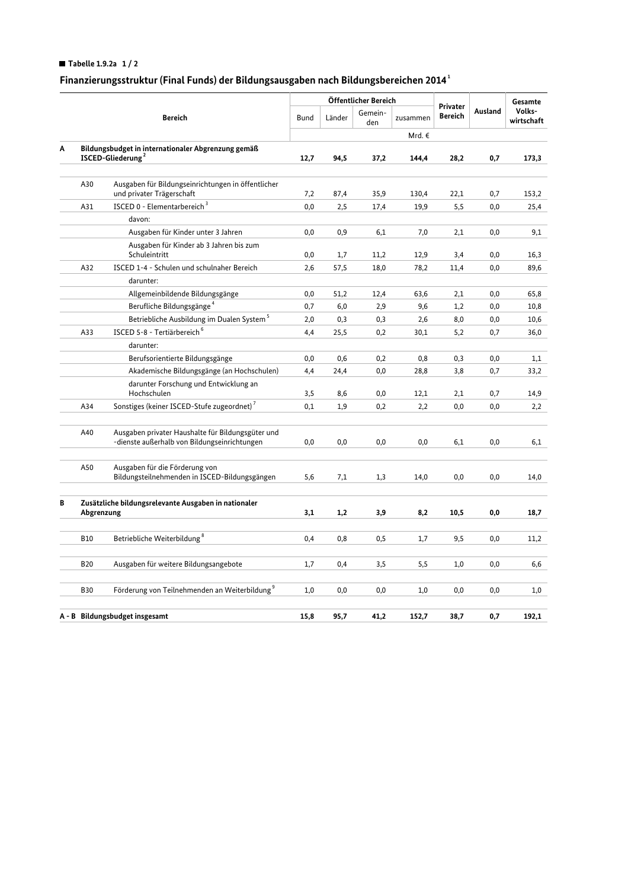■ **Tabelle 1.9.2a 1 / 2**

## Finanzierungsstruktur (Final Funds) der Bildungsausgaben nach Bildungsbereichen 2014[1]

| | Bereich | Öffentlicher Bereich | | | | Privater Bereich | Ausland | Gesamte Volks-wirtschaft |
|---|---|---|---|---|---|---|---|---|
| | | Bund | Länder | Gemein-den | zusammen | | | |
| | | Mrd. € | | | | | | |
| **A** | **Bildungsbudget in internationaler Abgrenzung gemäß ISCED-Gliederung[2]** | **12,7** | **94,5** | **37,2** | **144,4** | **28,2** | **0,7** | **173,3** |
| A30 | Ausgaben für Bildungseinrichtungen in öffentlicher und privater Trägerschaft | 7,2 | 87,4 | 35,9 | 130,4 | 22,1 | 0,7 | 153,2 |
| A31 | ISCED 0 - Elementarbereich[3] | 0,0 | 2,5 | 17,4 | 19,9 | 5,5 | 0,0 | 25,4 |
| | davon: | | | | | | | |
| | Ausgaben für Kinder unter 3 Jahren | 0,0 | 0,9 | 6,1 | 7,0 | 2,1 | 0,0 | 9,1 |
| | Ausgaben für Kinder ab 3 Jahren bis zum Schuleintritt | 0,0 | 1,7 | 11,2 | 12,9 | 3,4 | 0,0 | 16,3 |
| A32 | ISCED 1-4 - Schulen und schulnaher Bereich | 2,6 | 57,5 | 18,0 | 78,2 | 11,4 | 0,0 | 89,6 |
| | darunter: | | | | | | | |
| | Allgemeinbildende Bildungsgänge | 0,0 | 51,2 | 12,4 | 63,6 | 2,1 | 0,0 | 65,8 |
| | Berufliche Bildungsgänge[4] | 0,7 | 6,0 | 2,9 | 9,6 | 1,2 | 0,0 | 10,8 |
| | Betriebliche Ausbildung im Dualen System[5] | 2,0 | 0,3 | 0,3 | 2,6 | 8,0 | 0,0 | 10,6 |
| A33 | ISCED 5-8 - Tertiärbereich[6] | 4,4 | 25,5 | 0,2 | 30,1 | 5,2 | 0,7 | 36,0 |
| | darunter: | | | | | | | |
| | Berufsorientierte Bildungsgänge | 0,0 | 0,6 | 0,2 | 0,8 | 0,3 | 0,0 | 1,1 |
| | Akademische Bildungsgänge (an Hochschulen) | 4,4 | 24,4 | 0,0 | 28,8 | 3,8 | 0,7 | 33,2 |
| | darunter Forschung und Entwicklung an Hochschulen | 3,5 | 8,6 | 0,0 | 12,1 | 2,1 | 0,7 | 14,9 |
| A34 | Sonstiges (keiner ISCED-Stufe zugeordnet)[7] | 0,1 | 1,9 | 0,2 | 2,2 | 0,0 | 0,0 | 2,2 |
| A40 | Ausgaben privater Haushalte für Bildungsgüter und -dienste außerhalb von Bildungseinrichtungen | 0,0 | 0,0 | 0,0 | 0,0 | 6,1 | 0,0 | 6,1 |
| A50 | Ausgaben für die Förderung von Bildungsteilnehmenden in ISCED-Bildungsgängen | 5,6 | 7,1 | 1,3 | 14,0 | 0,0 | 0,0 | 14,0 |
| **B** | **Zusätzliche bildungsrelevante Ausgaben in nationaler Abgrenzung** | **3,1** | **1,2** | **3,9** | **8,2** | **10,5** | **0,0** | **18,7** |
| B10 | Betriebliche Weiterbildung[8] | 0,4 | 0,8 | 0,5 | 1,7 | 9,5 | 0,0 | 11,2 |
| B20 | Ausgaben für weitere Bildungsangebote | 1,7 | 0,4 | 3,5 | 5,5 | 1,0 | 0,0 | 6,6 |
| B30 | Förderung von Teilnehmenden an Weiterbildung[9] | 1,0 | 0,0 | 0,0 | 1,0 | 0,0 | 0,0 | 1,0 |
| **A - B** | **Bildungsbudget insgesamt** | **15,8** | **95,7** | **41,2** | **152,7** | **38,7** | **0,7** | **192,1** |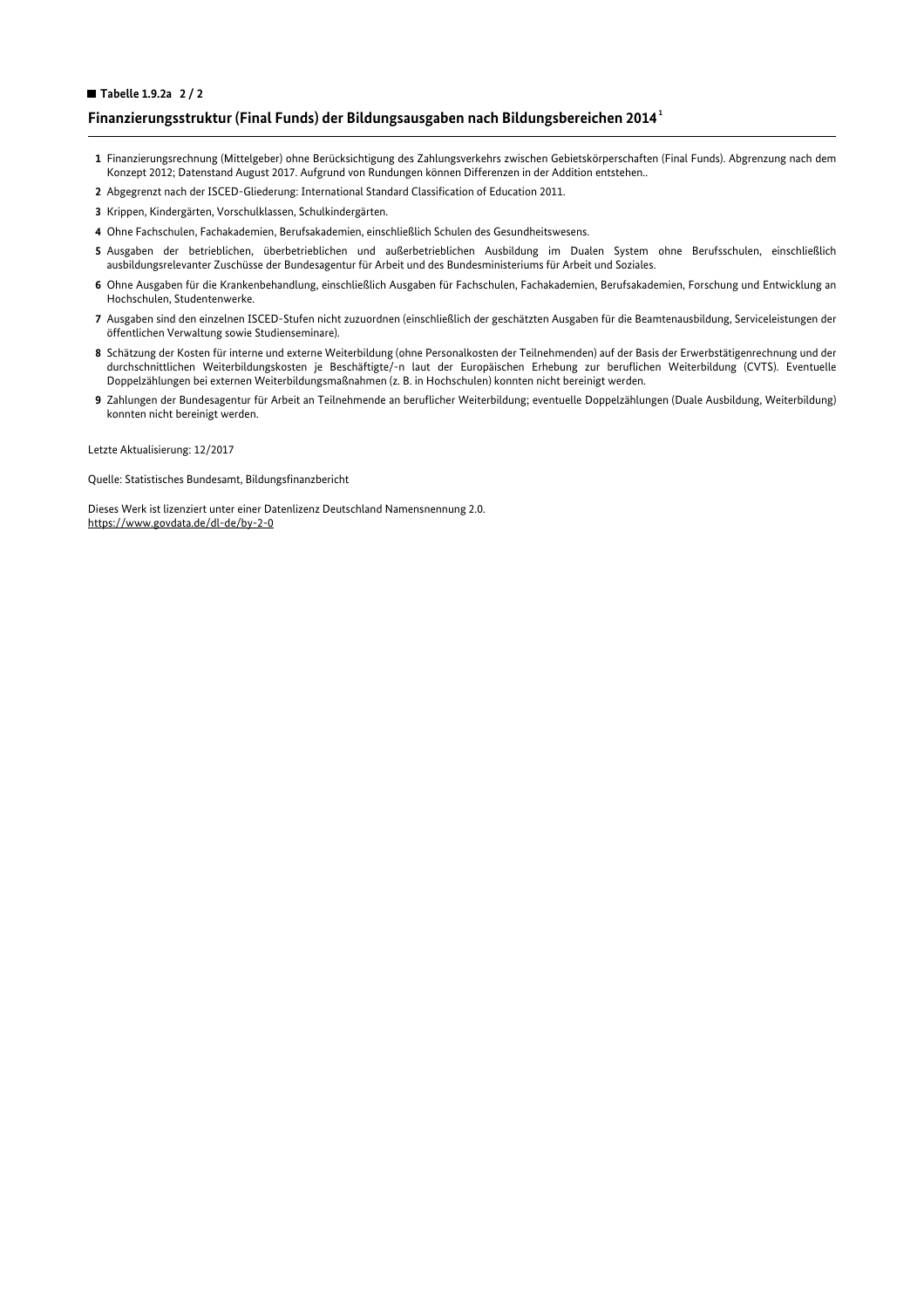**Tabelle 1.9.2a**

## Finanzierungsstruktur (Final Funds) der Bildungsausgaben nach Bildungsbereichen 2014[1]

1. Finanzierungsrechnung (Mittelgeber) ohne Berücksichtigung des Zahlungsverkehrs zwischen Gebietskörperschaften (Final Funds). Abgrenzung nach dem Konzept 2012; Datenstand August 2017. Aufgrund von Rundungen können Differenzen in der Addition entstehen..
2. Abgegrenzt nach der ISCED-Gliederung: International Standard Classification of Education 2011.
3. Krippen, Kindergärten, Vorschulklassen, Schulkindergärten.
4. Ohne Fachschulen, Fachakademien, Berufsakademien, einschließlich Schulen des Gesundheitswesens.
5. Ausgaben der betrieblichen, überbetrieblichen und außerbetrieblichen Ausbildung im Dualen System ohne Berufsschulen, einschließlich ausbildungsrelevanter Zuschüsse der Bundesagentur für Arbeit und des Bundesministeriums für Arbeit und Soziales.
6. Ohne Ausgaben für die Krankenbehandlung, einschließlich Ausgaben für Fachschulen, Fachakademien, Berufsakademien, Forschung und Entwicklung an Hochschulen, Studentenwerke.
7. Ausgaben sind den einzelnen ISCED-Stufen nicht zuzuordnen (einschließlich der geschätzten Ausgaben für die Beamtenausbildung, Serviceleistungen der öffentlichen Verwaltung sowie Studienseminare).
8. Schätzung der Kosten für interne und externe Weiterbildung (ohne Personalkosten der Teilnehmenden) auf der Basis der Erwerbstätigenrechnung und der durchschnittlichen Weiterbildungskosten je Beschäftigte/-n laut der Europäischen Erhebung zur beruflichen Weiterbildung (CVTS). Eventuelle Doppelzählungen bei externen Weiterbildungsmaßnahmen (z. B. in Hochschulen) konnten nicht bereinigt werden.
9. Zahlungen der Bundesagentur für Arbeit an Teilnehmende an beruflicher Weiterbildung; eventuelle Doppelzählungen (Duale Ausbildung, Weiterbildung) konnten nicht bereinigt werden.

Letzte Aktualisierung: 12/2017

Quelle: Statistisches Bundesamt, Bildungsfinanzbericht

Dieses Werk ist lizenziert unter einer Datenlizenz Deutschland Namensnennung 2.0.
https://www.govdata.de/dl-de/by-2-0